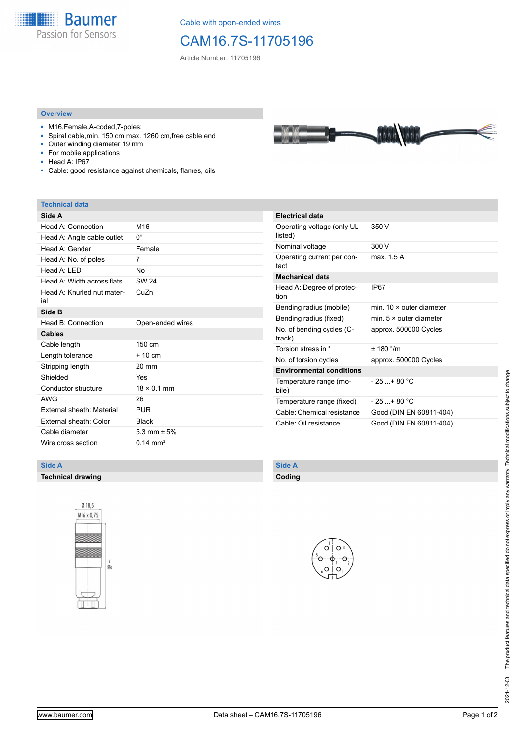Cable with open-ended wires

# CAM16.7S-11705196

Article Number: 11705196

## Overview

- M16,Female,A-coded,7-poles;
- Spiral cable,min. 150 cm max. 1260 cm,free cable end
- Outer winding diameter 19 mm
- For moblie applications
- Head A: IP67
- Cable: good resistance against chemicals, flames, oils

## Technical data

| **Side A** | |
|---|---|
| Head A: Connection | M16 |
| Head A: Angle cable outlet | 0° |
| Head A: Gender | Female |
| Head A: No. of poles | 7 |
| Head A: LED | No |
| Head A: Width across flats | SW 24 |
| Head A: Knurled nut material | CuZn |
| **Side B** | |
| Head B: Connection | Open-ended wires |
| **Cables** | |
| Cable length | 150 cm |
| Length tolerance | + 10 cm |
| Stripping length | 20 mm |
| Shielded | Yes |
| Conductor structure | 18 × 0.1 mm |
| AWG | 26 |
| External sheath: Material | PUR |
| External sheath: Color | Black |
| Cable diameter | 5.3 mm ± 5% |
| Wire cross section | 0.14 mm² |

| **Electrical data** | |
|---|---|
| Operating voltage (only UL listed) | 350 V |
| Nominal voltage | 300 V |
| Operating current per contact | max. 1.5 A |
| **Mechanical data** | |
| Head A: Degree of protection | IP67 |
| Bending radius (mobile) | min. 10 × outer diameter |
| Bending radius (fixed) | min. 5 × outer diameter |
| No. of bending cycles (C-track) | approx. 500000 Cycles |
| Torsion stress in ° | ± 180 °/m |
| No. of torsion cycles | approx. 500000 Cycles |
| **Environmental conditions** | |
| Temperature range (mobile) | - 25 ...+ 80 °C |
| Temperature range (fixed) | - 25 ...+ 80 °C |
| Cable: Chemical resistance | Good (DIN EN 60811-404) |
| Cable: Oil resistance | Good (DIN EN 60811-404) |

## Side A

### Technical drawing

Ø 18,5
M16 x 0,75
~ 60

## Side A

### Coding

The product features and technical data specified do not express or imply any warranty. Technical modifications subject to change.

2021-12-03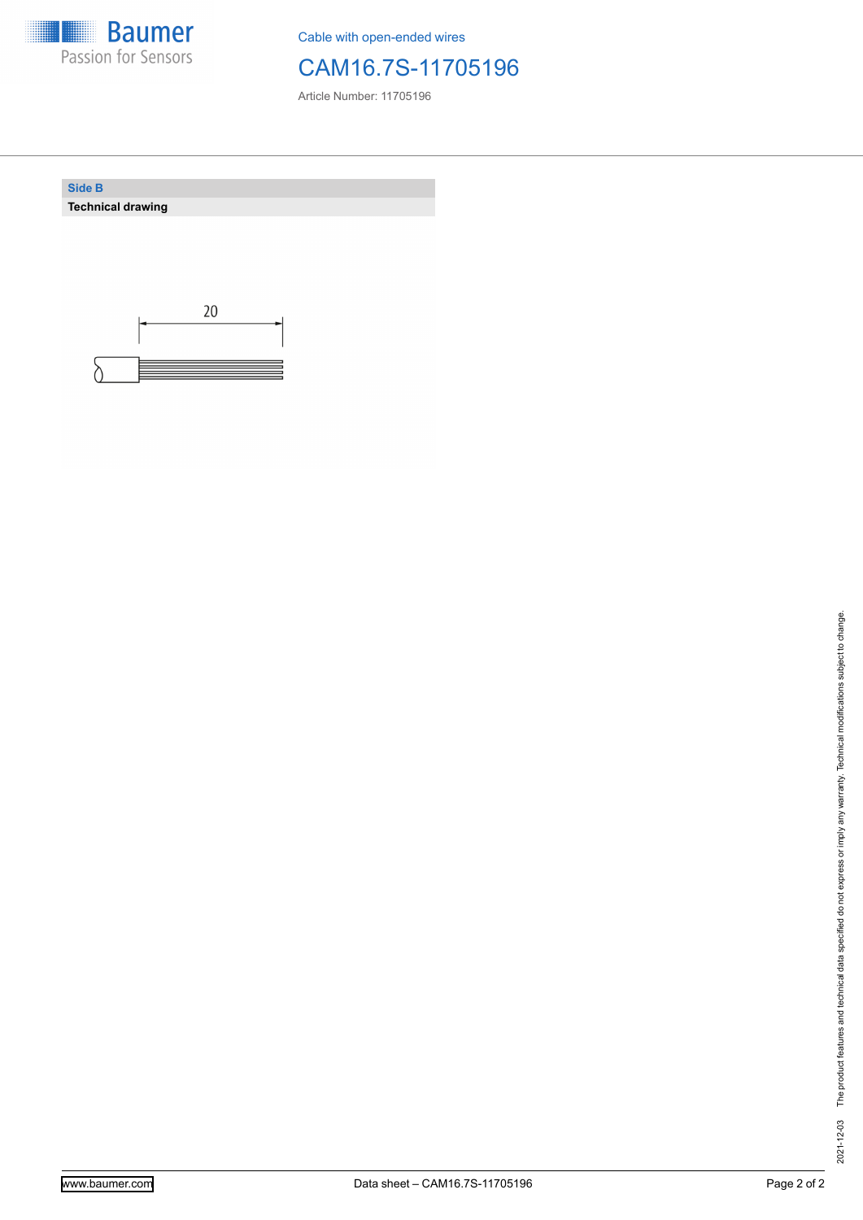Cable with open-ended wires

# CAM16.7S-11705196

Article Number: 11705196

## Side B

**Technical drawing**

20

www.baumer.com

The product features and technical data specified do not express or imply any warranty. Technical modifications subject to change.

2021-12-03